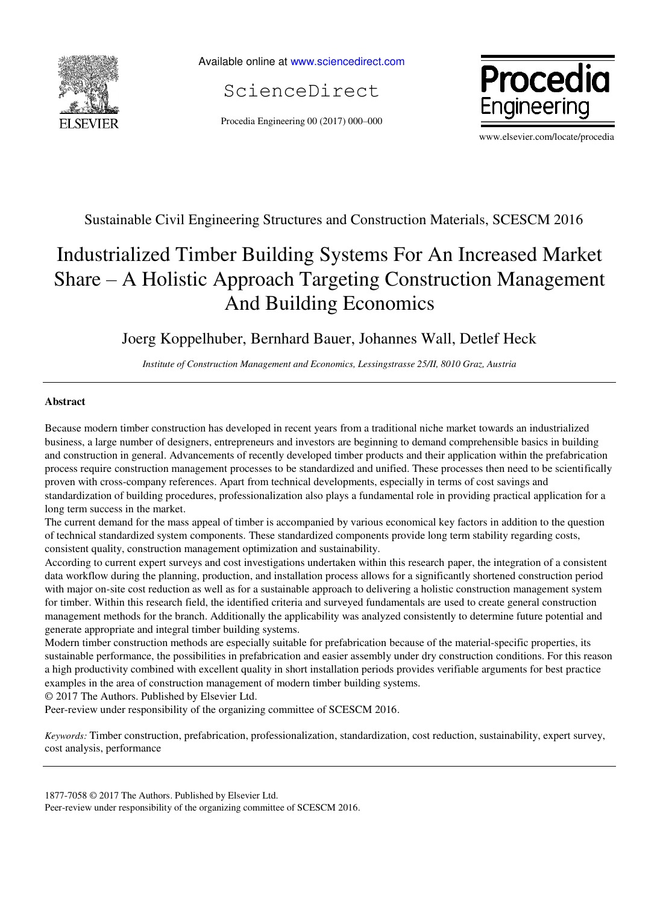Sustainable Civil Engineering Structures and Construction Materials, SCESCM 2016

# Industrialized Timber Building Systems For An Increased Market Share – A Holistic Approach Targeting Construction Management And Building Economics

Joerg Koppelhuber, Bernhard Bauer, Johannes Wall, Detlef Heck

*Institute of Construction Management and Economics, Lessingstrasse 25/II, 8010 Graz, Austria*

---

## Abstract

Because modern timber construction has developed in recent years from a traditional niche market towards an industrialized business, a large number of designers, entrepreneurs and investors are beginning to demand comprehensible basics in building and construction in general. Advancements of recently developed timber products and their application within the prefabrication process require construction management processes to be standardized and unified. These processes then need to be scientifically proven with cross-company references. Apart from technical developments, especially in terms of cost savings and standardization of building procedures, professionalization also plays a fundamental role in providing practical application for a long term success in the market.

The current demand for the mass appeal of timber is accompanied by various economical key factors in addition to the question of technical standardized system components. These standardized components provide long term stability regarding costs, consistent quality, construction management optimization and sustainability.

According to current expert surveys and cost investigations undertaken within this research paper, the integration of a consistent data workflow during the planning, production, and installation process allows for a significantly shortened construction period with major on-site cost reduction as well as for a sustainable approach to delivering a holistic construction management system for timber. Within this research field, the identified criteria and surveyed fundamentals are used to create general construction management methods for the branch. Additionally the applicability was analyzed consistently to determine future potential and generate appropriate and integral timber building systems.

Modern timber construction methods are especially suitable for prefabrication because of the material-specific properties, its sustainable performance, the possibilities in prefabrication and easier assembly under dry construction conditions. For this reason a high productivity combined with excellent quality in short installation periods provides verifiable arguments for best practice examples in the area of construction management of modern timber building systems.

© 2017 The Authors. Published by Elsevier Ltd.

Peer-review under responsibility of the organizing committee of SCESCM 2016.

*Keywords:* Timber construction, prefabrication, professionalization, standardization, cost reduction, sustainability, expert survey, cost analysis, performance

---

1877-7058 © 2017 The Authors. Published by Elsevier Ltd.

Peer-review under responsibility of the organizing committee of SCESCM 2016.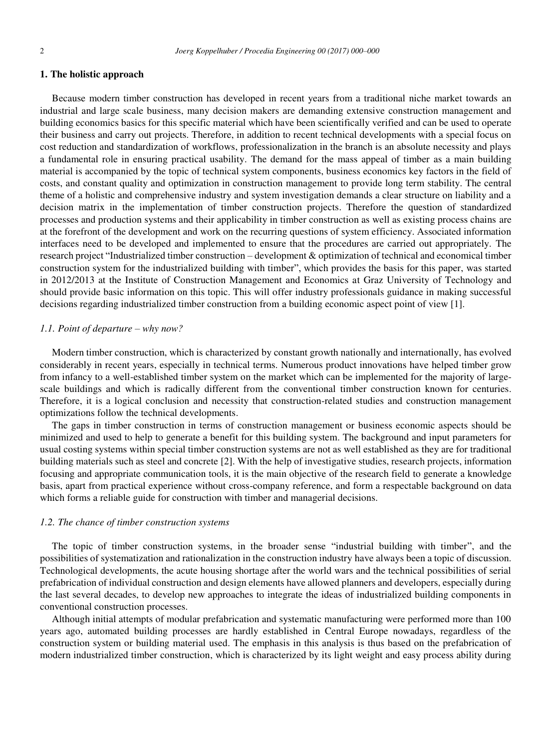## 1. The holistic approach

Because modern timber construction has developed in recent years from a traditional niche market towards an industrial and large scale business, many decision makers are demanding extensive construction management and building economics basics for this specific material which have been scientifically verified and can be used to operate their business and carry out projects. Therefore, in addition to recent technical developments with a special focus on cost reduction and standardization of workflows, professionalization in the branch is an absolute necessity and plays a fundamental role in ensuring practical usability. The demand for the mass appeal of timber as a main building material is accompanied by the topic of technical system components, business economics key factors in the field of costs, and constant quality and optimization in construction management to provide long term stability. The central theme of a holistic and comprehensive industry and system investigation demands a clear structure on liability and a decision matrix in the implementation of timber construction projects. Therefore the question of standardized processes and production systems and their applicability in timber construction as well as existing process chains are at the forefront of the development and work on the recurring questions of system efficiency. Associated information interfaces need to be developed and implemented to ensure that the procedures are carried out appropriately. The research project "Industrialized timber construction – development & optimization of technical and economical timber construction system for the industrialized building with timber", which provides the basis for this paper, was started in 2012/2013 at the Institute of Construction Management and Economics at Graz University of Technology and should provide basic information on this topic. This will offer industry professionals guidance in making successful decisions regarding industrialized timber construction from a building economic aspect point of view [1].

### *1.1. Point of departure – why now?*

Modern timber construction, which is characterized by constant growth nationally and internationally, has evolved considerably in recent years, especially in technical terms. Numerous product innovations have helped timber grow from infancy to a well-established timber system on the market which can be implemented for the majority of large-scale buildings and which is radically different from the conventional timber construction known for centuries. Therefore, it is a logical conclusion and necessity that construction-related studies and construction management optimizations follow the technical developments.

The gaps in timber construction in terms of construction management or business economic aspects should be minimized and used to help to generate a benefit for this building system. The background and input parameters for usual costing systems within special timber construction systems are not as well established as they are for traditional building materials such as steel and concrete [2]. With the help of investigative studies, research projects, information focusing and appropriate communication tools, it is the main objective of the research field to generate a knowledge basis, apart from practical experience without cross-company reference, and form a respectable background on data which forms a reliable guide for construction with timber and managerial decisions.

### *1.2. The chance of timber construction systems*

The topic of timber construction systems, in the broader sense "industrial building with timber", and the possibilities of systematization and rationalization in the construction industry have always been a topic of discussion. Technological developments, the acute housing shortage after the world wars and the technical possibilities of serial prefabrication of individual construction and design elements have allowed planners and developers, especially during the last several decades, to develop new approaches to integrate the ideas of industrialized building components in conventional construction processes.

Although initial attempts of modular prefabrication and systematic manufacturing were performed more than 100 years ago, automated building processes are hardly established in Central Europe nowadays, regardless of the construction system or building material used. The emphasis in this analysis is thus based on the prefabrication of modern industrialized timber construction, which is characterized by its light weight and easy process ability during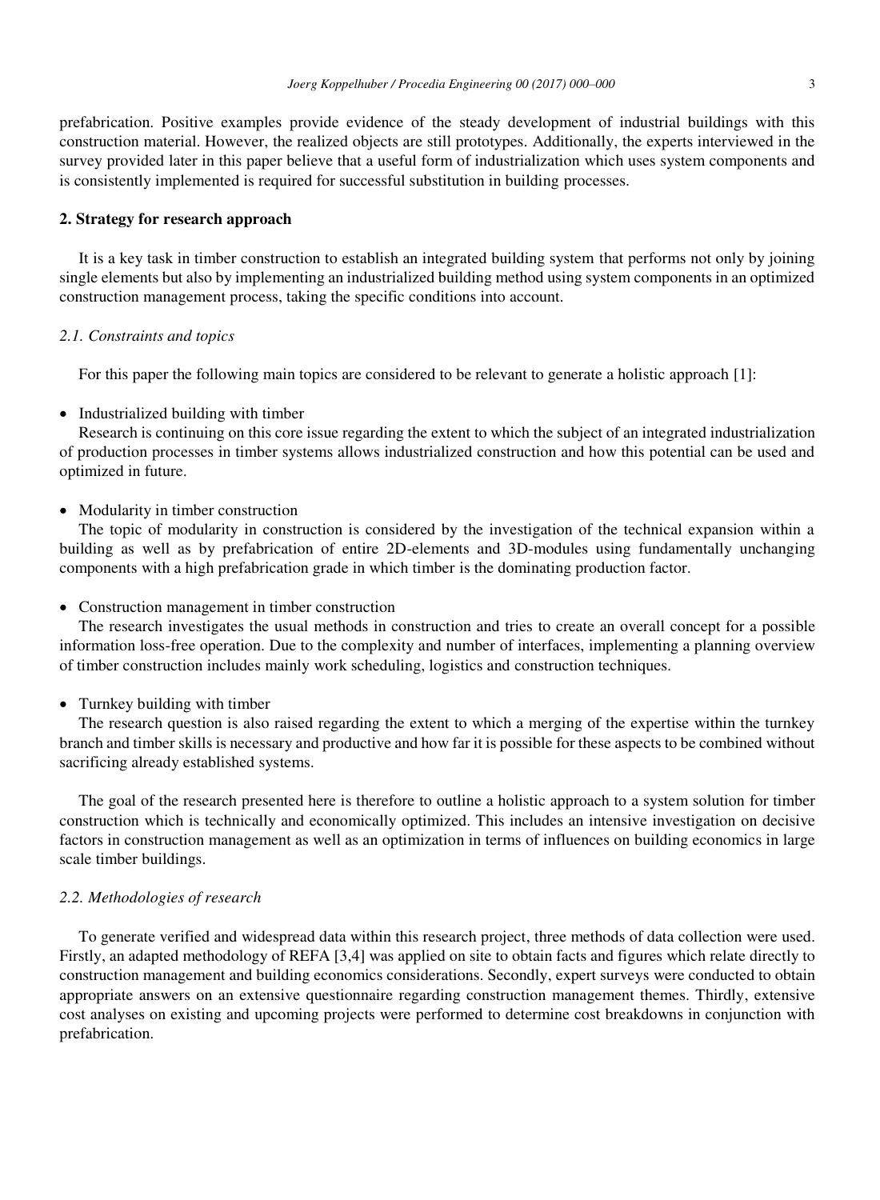prefabrication. Positive examples provide evidence of the steady development of industrial buildings with this construction material. However, the realized objects are still prototypes. Additionally, the experts interviewed in the survey provided later in this paper believe that a useful form of industrialization which uses system components and is consistently implemented is required for successful substitution in building processes.

## 2. Strategy for research approach

It is a key task in timber construction to establish an integrated building system that performs not only by joining single elements but also by implementing an industrialized building method using system components in an optimized construction management process, taking the specific conditions into account.

### *2.1. Constraints and topics*

For this paper the following main topics are considered to be relevant to generate a holistic approach [1]:

- Industrialized building with timber

  Research is continuing on this core issue regarding the extent to which the subject of an integrated industrialization of production processes in timber systems allows industrialized construction and how this potential can be used and optimized in future.

- Modularity in timber construction

  The topic of modularity in construction is considered by the investigation of the technical expansion within a building as well as by prefabrication of entire 2D-elements and 3D-modules using fundamentally unchanging components with a high prefabrication grade in which timber is the dominating production factor.

- Construction management in timber construction

  The research investigates the usual methods in construction and tries to create an overall concept for a possible information loss-free operation. Due to the complexity and number of interfaces, implementing a planning overview of timber construction includes mainly work scheduling, logistics and construction techniques.

- Turnkey building with timber

  The research question is also raised regarding the extent to which a merging of the expertise within the turnkey branch and timber skills is necessary and productive and how far it is possible for these aspects to be combined without sacrificing already established systems.

The goal of the research presented here is therefore to outline a holistic approach to a system solution for timber construction which is technically and economically optimized. This includes an intensive investigation on decisive factors in construction management as well as an optimization in terms of influences on building economics in large scale timber buildings.

### *2.2. Methodologies of research*

To generate verified and widespread data within this research project, three methods of data collection were used. Firstly, an adapted methodology of REFA [3,4] was applied on site to obtain facts and figures which relate directly to construction management and building economics considerations. Secondly, expert surveys were conducted to obtain appropriate answers on an extensive questionnaire regarding construction management themes. Thirdly, extensive cost analyses on existing and upcoming projects were performed to determine cost breakdowns in conjunction with prefabrication.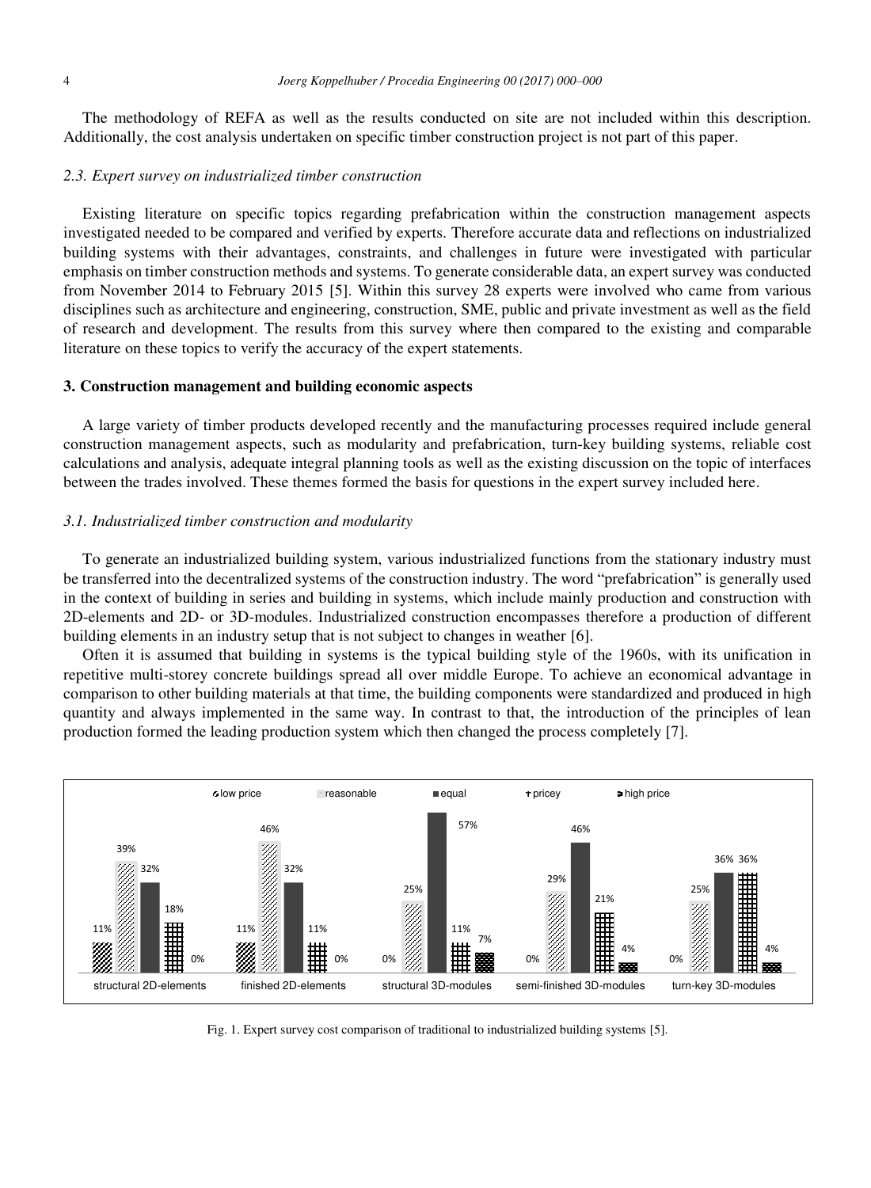The methodology of REFA as well as the results conducted on site are not included within this description. Additionally, the cost analysis undertaken on specific timber construction project is not part of this paper.

### *2.3. Expert survey on industrialized timber construction*

Existing literature on specific topics regarding prefabrication within the construction management aspects investigated needed to be compared and verified by experts. Therefore accurate data and reflections on industrialized building systems with their advantages, constraints, and challenges in future were investigated with particular emphasis on timber construction methods and systems. To generate considerable data, an expert survey was conducted from November 2014 to February 2015 [5]. Within this survey 28 experts were involved who came from various disciplines such as architecture and engineering, construction, SME, public and private investment as well as the field of research and development. The results from this survey where then compared to the existing and comparable literature on these topics to verify the accuracy of the expert statements.

## **3. Construction management and building economic aspects**

A large variety of timber products developed recently and the manufacturing processes required include general construction management aspects, such as modularity and prefabrication, turn-key building systems, reliable cost calculations and analysis, adequate integral planning tools as well as the existing discussion on the topic of interfaces between the trades involved. These themes formed the basis for questions in the expert survey included here.

### *3.1. Industrialized timber construction and modularity*

To generate an industrialized building system, various industrialized functions from the stationary industry must be transferred into the decentralized systems of the construction industry. The word "prefabrication" is generally used in the context of building in series and building in systems, which include mainly production and construction with 2D-elements and 2D- or 3D-modules. Industrialized construction encompasses therefore a production of different building elements in an industry setup that is not subject to changes in weather [6].

Often it is assumed that building in systems is the typical building style of the 1960s, with its unification in repetitive multi-storey concrete buildings spread all over middle Europe. To achieve an economical advantage in comparison to other building materials at that time, the building components were standardized and produced in high quantity and always implemented in the same way. In contrast to that, the introduction of the principles of lean production formed the leading production system which then changed the process completely [7].

| | low price | reasonable | equal | pricey | high price |
|---|---|---|---|---|---|
| structural 2D-elements | 11% | 39% | 32% | 18% | 0% |
| finished 2D-elements | 11% | 46% | 32% | 11% | 0% |
| structural 3D-modules | 0% | 25% | 57% | 11% | 7% |
| semi-finished 3D-modules | 0% | 29% | 46% | 21% | 4% |
| turn-key 3D-modules | 0% | 25% | 36% | 36% | 4% |

Fig. 1. Expert survey cost comparison of traditional to industrialized building systems [5].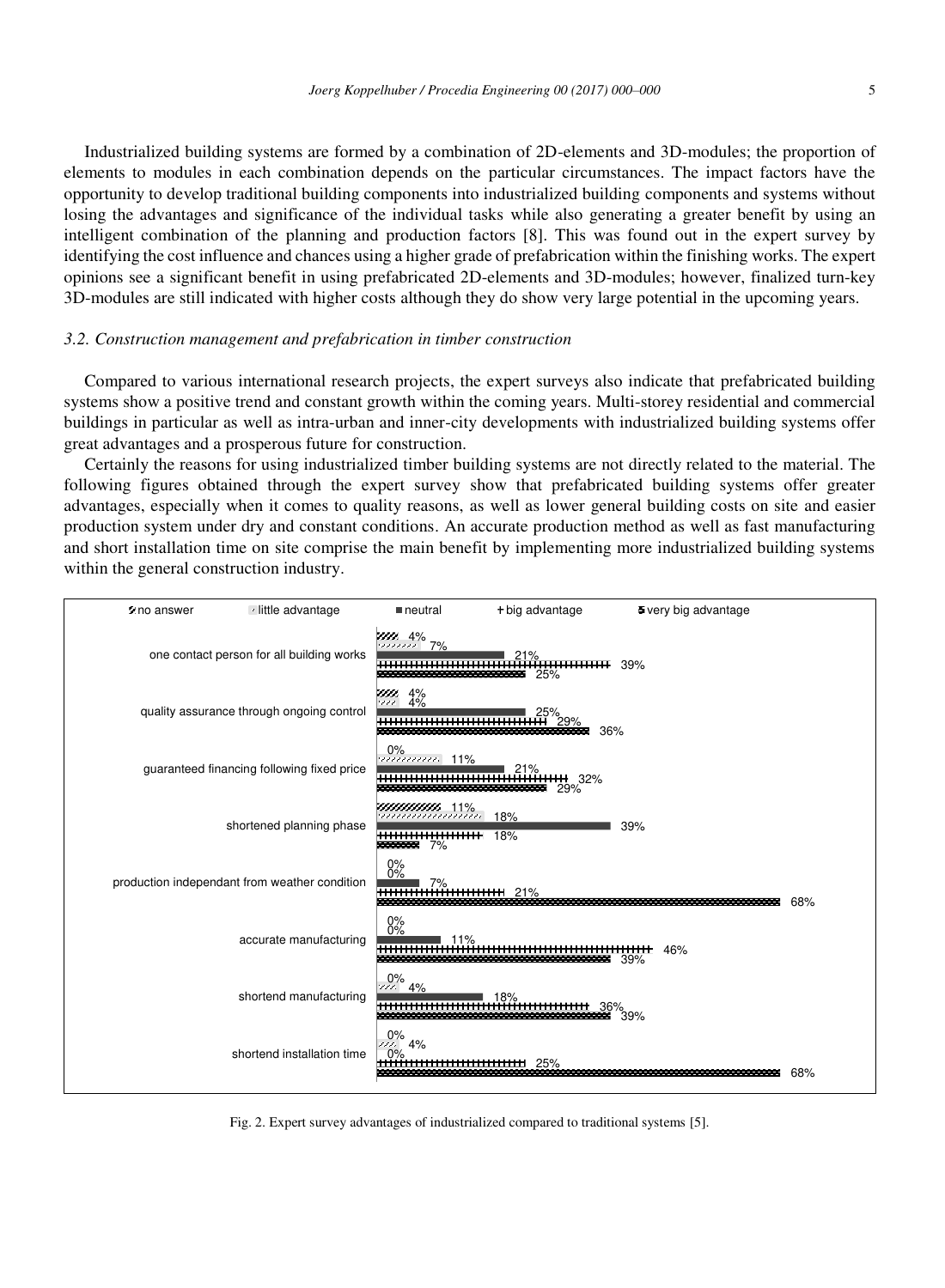Industrialized building systems are formed by a combination of 2D-elements and 3D-modules; the proportion of elements to modules in each combination depends on the particular circumstances. The impact factors have the opportunity to develop traditional building components into industrialized building components and systems without losing the advantages and significance of the individual tasks while also generating a greater benefit by using an intelligent combination of the planning and production factors [8]. This was found out in the expert survey by identifying the cost influence and chances using a higher grade of prefabrication within the finishing works. The expert opinions see a significant benefit in using prefabricated 2D-elements and 3D-modules; however, finalized turn-key 3D-modules are still indicated with higher costs although they do show very large potential in the upcoming years.

### *3.2. Construction management and prefabrication in timber construction*

Compared to various international research projects, the expert surveys also indicate that prefabricated building systems show a positive trend and constant growth within the coming years. Multi-storey residential and commercial buildings in particular as well as intra-urban and inner-city developments with industrialized building systems offer great advantages and a prosperous future for construction.

Certainly the reasons for using industrialized timber building systems are not directly related to the material. The following figures obtained through the expert survey show that prefabricated building systems offer greater advantages, especially when it comes to quality reasons, as well as lower general building costs on site and easier production system under dry and constant conditions. An accurate production method as well as fast manufacturing and short installation time on site comprise the main benefit by implementing more industrialized building systems within the general construction industry.

| | no answer | little advantage | neutral | big advantage | very big advantage |
|---|---|---|---|---|---|
| one contact person for all building works | 4% | 7% | 21% | 39% | 25% |
| quality assurance through ongoing control | 4% | 4% | 25% | 29% | 36% |
| guaranteed financing following fixed price | 0% | 11% | 21% | 32% | 29% |
| shortened planning phase | 11% | 18% | 39% | 18% | 7% |
| production independant from weather condition | 0% | 0% | 7% | 21% | 68% |
| accurate manufacturing | 0% | 0% | 11% | 46% | 39% |
| shortend manufacturing | 0% | 4% | 18% | 36% | 39% |
| shortend installation time | 0% | 4% | 0% | 25% | 68% |

Fig. 2. Expert survey advantages of industrialized compared to traditional systems [5].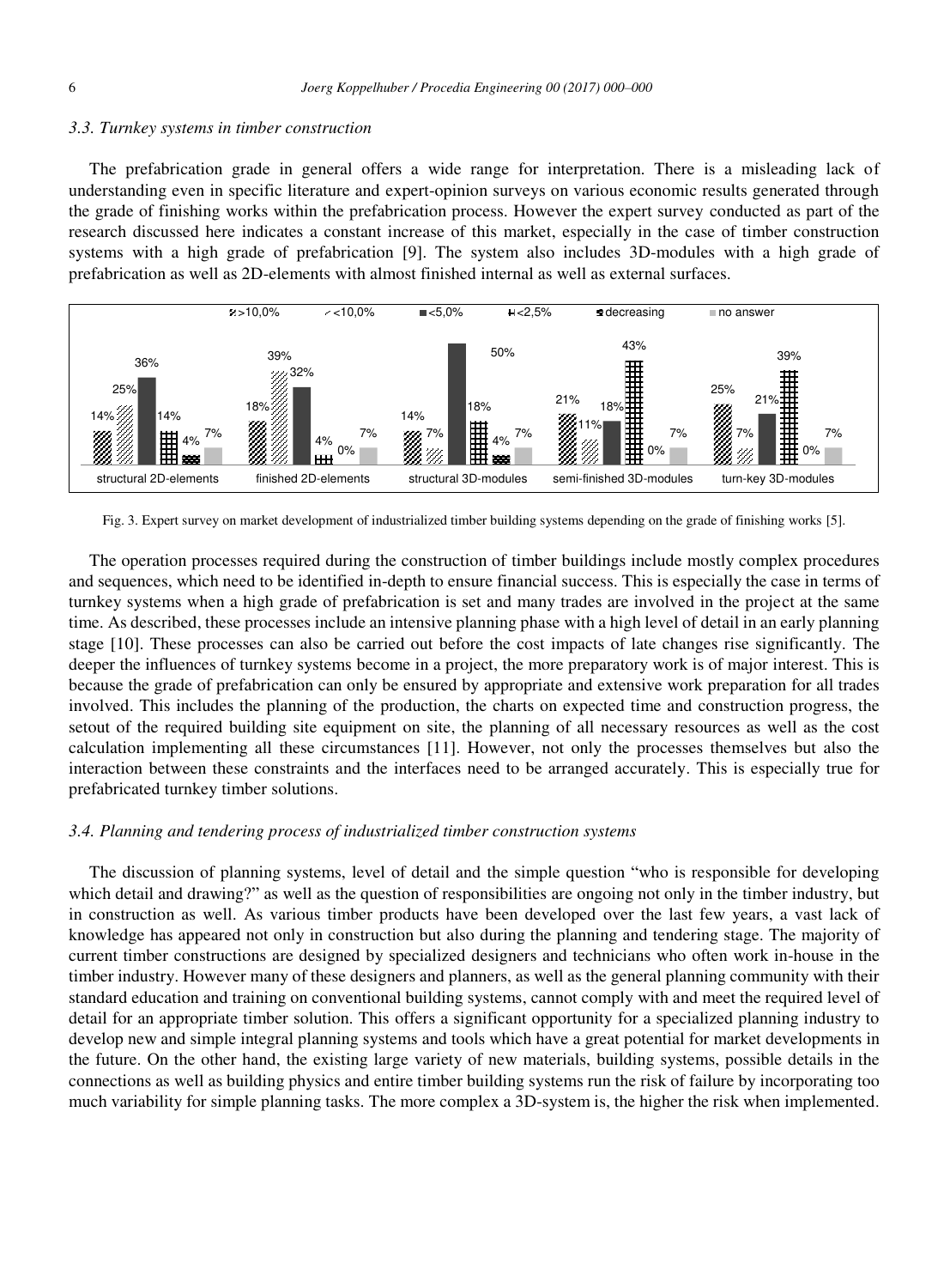### 3.3. Turnkey systems in timber construction

The prefabrication grade in general offers a wide range for interpretation. There is a misleading lack of understanding even in specific literature and expert-opinion surveys on various economic results generated through the grade of finishing works within the prefabrication process. However the expert survey conducted as part of the research discussed here indicates a constant increase of this market, especially in the case of timber construction systems with a high grade of prefabrication [9]. The system also includes 3D-modules with a high grade of prefabrication as well as 2D-elements with almost finished internal as well as external surfaces.

Fig. 3. Expert survey on market development of industrialized timber building systems depending on the grade of finishing works [5].

The operation processes required during the construction of timber buildings include mostly complex procedures and sequences, which need to be identified in-depth to ensure financial success. This is especially the case in terms of turnkey systems when a high grade of prefabrication is set and many trades are involved in the project at the same time. As described, these processes include an intensive planning phase with a high level of detail in an early planning stage [10]. These processes can also be carried out before the cost impacts of late changes rise significantly. The deeper the influences of turnkey systems become in a project, the more preparatory work is of major interest. This is because the grade of prefabrication can only be ensured by appropriate and extensive work preparation for all trades involved. This includes the planning of the production, the charts on expected time and construction progress, the setout of the required building site equipment on site, the planning of all necessary resources as well as the cost calculation implementing all these circumstances [11]. However, not only the processes themselves but also the interaction between these constraints and the interfaces need to be arranged accurately. This is especially true for prefabricated turnkey timber solutions.

### 3.4. Planning and tendering process of industrialized timber construction systems

The discussion of planning systems, level of detail and the simple question "who is responsible for developing which detail and drawing?" as well as the question of responsibilities are ongoing not only in the timber industry, but in construction as well. As various timber products have been developed over the last few years, a vast lack of knowledge has appeared not only in construction but also during the planning and tendering stage. The majority of current timber constructions are designed by specialized designers and technicians who often work in-house in the timber industry. However many of these designers and planners, as well as the general planning community with their standard education and training on conventional building systems, cannot comply with and meet the required level of detail for an appropriate timber solution. This offers a significant opportunity for a specialized planning industry to develop new and simple integral planning systems and tools which have a great potential for market developments in the future. On the other hand, the existing large variety of new materials, building systems, possible details in the connections as well as building physics and entire timber building systems run the risk of failure by incorporating too much variability for simple planning tasks. The more complex a 3D-system is, the higher the risk when implemented.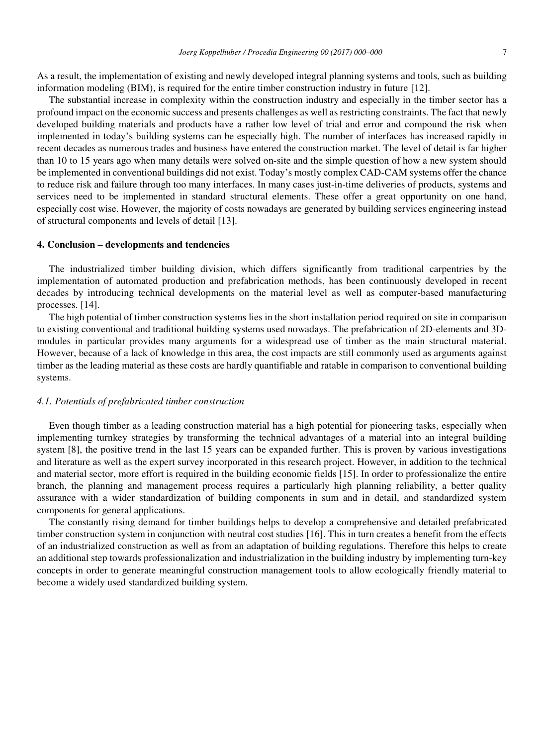As a result, the implementation of existing and newly developed integral planning systems and tools, such as building information modeling (BIM), is required for the entire timber construction industry in future [12].

The substantial increase in complexity within the construction industry and especially in the timber sector has a profound impact on the economic success and presents challenges as well as restricting constraints. The fact that newly developed building materials and products have a rather low level of trial and error and compound the risk when implemented in today's building systems can be especially high. The number of interfaces has increased rapidly in recent decades as numerous trades and business have entered the construction market. The level of detail is far higher than 10 to 15 years ago when many details were solved on-site and the simple question of how a new system should be implemented in conventional buildings did not exist. Today's mostly complex CAD-CAM systems offer the chance to reduce risk and failure through too many interfaces. In many cases just-in-time deliveries of products, systems and services need to be implemented in standard structural elements. These offer a great opportunity on one hand, especially cost wise. However, the majority of costs nowadays are generated by building services engineering instead of structural components and levels of detail [13].

## 4. Conclusion – developments and tendencies

The industrialized timber building division, which differs significantly from traditional carpentries by the implementation of automated production and prefabrication methods, has been continuously developed in recent decades by introducing technical developments on the material level as well as computer-based manufacturing processes. [14].

The high potential of timber construction systems lies in the short installation period required on site in comparison to existing conventional and traditional building systems used nowadays. The prefabrication of 2D-elements and 3D-modules in particular provides many arguments for a widespread use of timber as the main structural material. However, because of a lack of knowledge in this area, the cost impacts are still commonly used as arguments against timber as the leading material as these costs are hardly quantifiable and ratable in comparison to conventional building systems.

### *4.1. Potentials of prefabricated timber construction*

Even though timber as a leading construction material has a high potential for pioneering tasks, especially when implementing turnkey strategies by transforming the technical advantages of a material into an integral building system [8], the positive trend in the last 15 years can be expanded further. This is proven by various investigations and literature as well as the expert survey incorporated in this research project. However, in addition to the technical and material sector, more effort is required in the building economic fields [15]. In order to professionalize the entire branch, the planning and management process requires a particularly high planning reliability, a better quality assurance with a wider standardization of building components in sum and in detail, and standardized system components for general applications.

The constantly rising demand for timber buildings helps to develop a comprehensive and detailed prefabricated timber construction system in conjunction with neutral cost studies [16]. This in turn creates a benefit from the effects of an industrialized construction as well as from an adaptation of building regulations. Therefore this helps to create an additional step towards professionalization and industrialization in the building industry by implementing turn-key concepts in order to generate meaningful construction management tools to allow ecologically friendly material to become a widely used standardized building system.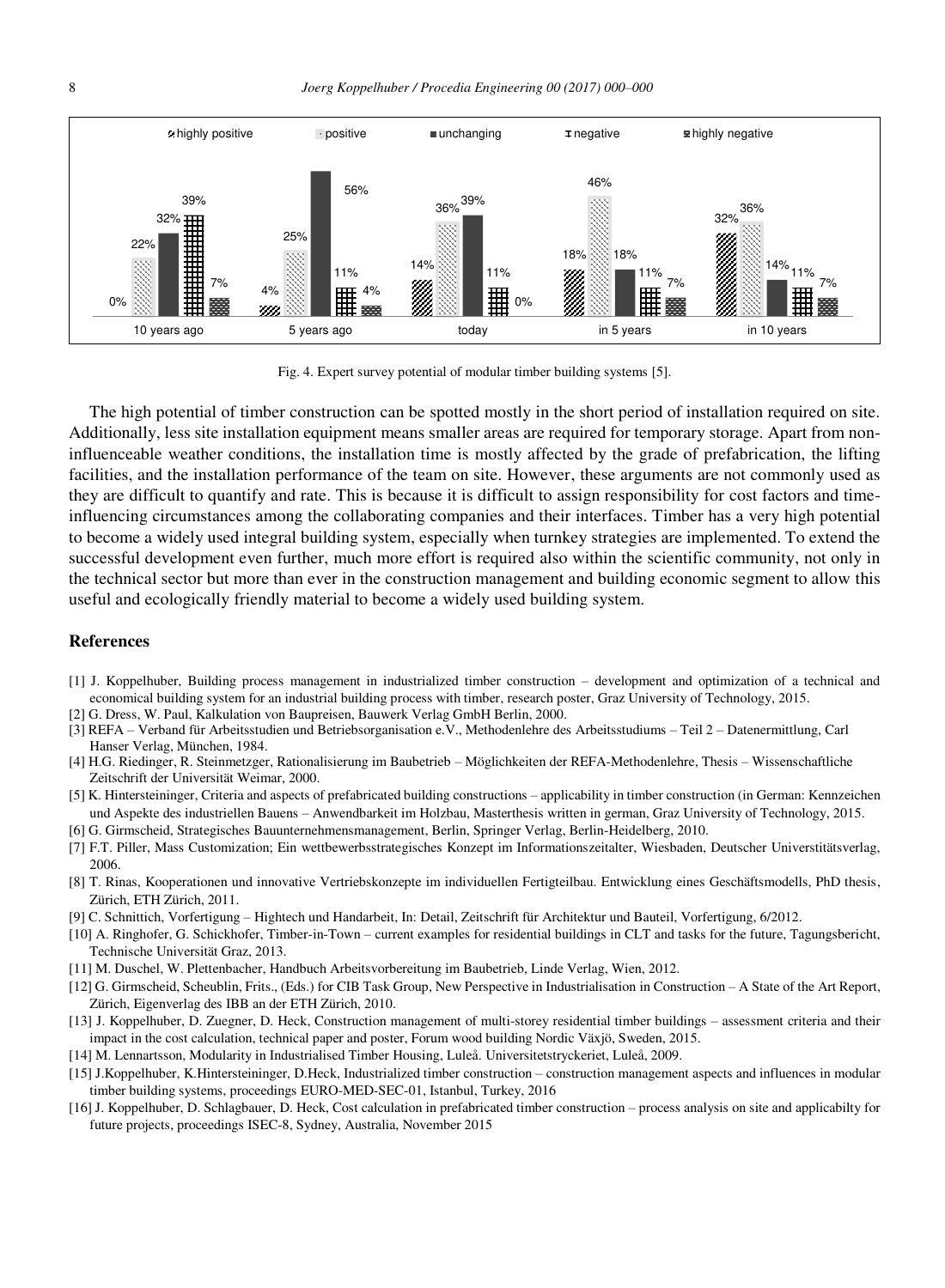highly positive
positive
unchanging
negative
highly negative

10 years ago: 0% 22% 32% 39% 7%
5 years ago: 4% 25% 56% 11% 4%
today: 14% 36% 39% 11% 0%
in 5 years: 18% 46% 18% 11% 7%
in 10 years: 32% 36% 14% 11% 7%

Fig. 4. Expert survey potential of modular timber building systems [5].

The high potential of timber construction can be spotted mostly in the short period of installation required on site. Additionally, less site installation equipment means smaller areas are required for temporary storage. Apart from non-influenceable weather conditions, the installation time is mostly affected by the grade of prefabrication, the lifting facilities, and the installation performance of the team on site. However, these arguments are not commonly used as they are difficult to quantify and rate. This is because it is difficult to assign responsibility for cost factors and time-influencing circumstances among the collaborating companies and their interfaces. Timber has a very high potential to become a widely used integral building system, especially when turnkey strategies are implemented. To extend the successful development even further, much more effort is required also within the scientific community, not only in the technical sector but more than ever in the construction management and building economic segment to allow this useful and ecologically friendly material to become a widely used building system.

## References

[1] J. Koppelhuber, Building process management in industrialized timber construction – development and optimization of a technical and economical building system for an industrial building process with timber, research poster, Graz University of Technology, 2015.

[2] G. Dress, W. Paul, Kalkulation von Baupreisen, Bauwerk Verlag GmbH Berlin, 2000.

[3] REFA – Verband für Arbeitsstudien und Betriebsorganisation e.V., Methodenlehre des Arbeitsstudiums – Teil 2 – Datenermittlung, Carl Hanser Verlag, München, 1984.

[4] H.G. Riedinger, R. Steinmetzger, Rationalisierung im Baubetrieb – Möglichkeiten der REFA-Methodenlehre, Thesis – Wissenschaftliche Zeitschrift der Universität Weimar, 2000.

[5] K. Hintersteininger, Criteria and aspects of prefabricated building constructions – applicability in timber construction (in German: Kennzeichen und Aspekte des industriellen Bauens – Anwendbarkeit im Holzbau, Masterthesis written in german, Graz University of Technology, 2015.

[6] G. Girmscheid, Strategisches Bauunternehmensmanagement, Berlin, Springer Verlag, Berlin-Heidelberg, 2010.

[7] F.T. Piller, Mass Customization; Ein wettbewerbsstrategisches Konzept im Informationszeitalter, Wiesbaden, Deutscher Universtitätsverlag, 2006.

[8] T. Rinas, Kooperationen und innovative Vertriebskonzepte im individuellen Fertigteilbau. Entwicklung eines Geschäftsmodells, PhD thesis, Zürich, ETH Zürich, 2011.

[9] C. Schnittich, Vorfertigung – Hightech und Handarbeit, In: Detail, Zeitschrift für Architektur und Bauteil, Vorfertigung, 6/2012.

[10] A. Ringhofer, G. Schickhofer, Timber-in-Town – current examples for residential buildings in CLT and tasks for the future, Tagungsbericht, Technische Universität Graz, 2013.

[11] M. Duschel, W. Plettenbacher, Handbuch Arbeitsvorbereitung im Baubetrieb, Linde Verlag, Wien, 2012.

[12] G. Girmscheid, Scheublin, Frits., (Eds.) for CIB Task Group, New Perspective in Industrialisation in Construction – A State of the Art Report, Zürich, Eigenverlag des IBB an der ETH Zürich, 2010.

[13] J. Koppelhuber, D. Zuegner, D. Heck, Construction management of multi-storey residential timber buildings – assessment criteria and their impact in the cost calculation, technical paper and poster, Forum wood building Nordic Växjö, Sweden, 2015.

[14] M. Lennartsson, Modularity in Industrialised Timber Housing, Luleå. Universitetstryckeriet, Luleå, 2009.

[15] J.Koppelhuber, K.Hintersteininger, D.Heck, Industrialized timber construction – construction management aspects and influences in modular timber building systems, proceedings EURO-MED-SEC-01, Istanbul, Turkey, 2016

[16] J. Koppelhuber, D. Schlagbauer, D. Heck, Cost calculation in prefabricated timber construction – process analysis on site and applicabilty for future projects, proceedings ISEC-8, Sydney, Australia, November 2015